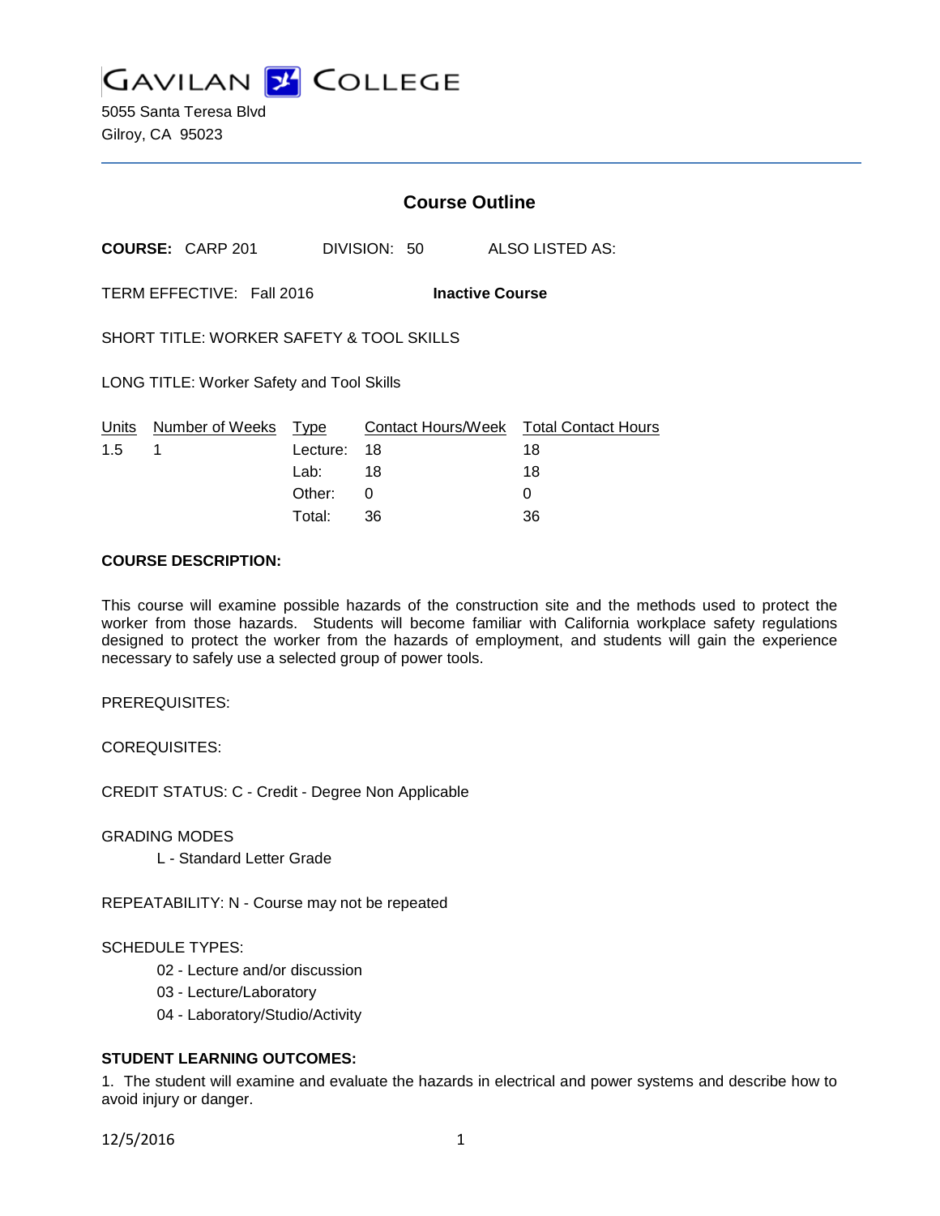# GAVILAN COLLEGE

5055 Santa Teresa Blvd
Gilroy, CA 95023

## Course Outline

**COURSE:** CARP 201 DIVISION: 50 ALSO LISTED AS:

TERM EFFECTIVE: Fall 2016 **Inactive Course**

SHORT TITLE: WORKER SAFETY & TOOL SKILLS

LONG TITLE: Worker Safety and Tool Skills

| Units | Number of Weeks | Type | Contact Hours/Week | Total Contact Hours |
|---|---|---|---|---|
| 1.5 | 1 | Lecture: | 18 | 18 |
| | | Lab: | 18 | 18 |
| | | Other: | 0 | 0 |
| | | Total: | 36 | 36 |

**COURSE DESCRIPTION:**

This course will examine possible hazards of the construction site and the methods used to protect the worker from those hazards. Students will become familiar with California workplace safety regulations designed to protect the worker from the hazards of employment, and students will gain the experience necessary to safely use a selected group of power tools.

PREREQUISITES:

COREQUISITES:

CREDIT STATUS: C - Credit - Degree Non Applicable

GRADING MODES

L - Standard Letter Grade

REPEATABILITY: N - Course may not be repeated

SCHEDULE TYPES:

02 - Lecture and/or discussion
03 - Lecture/Laboratory
04 - Laboratory/Studio/Activity

**STUDENT LEARNING OUTCOMES:**

1. The student will examine and evaluate the hazards in electrical and power systems and describe how to avoid injury or danger.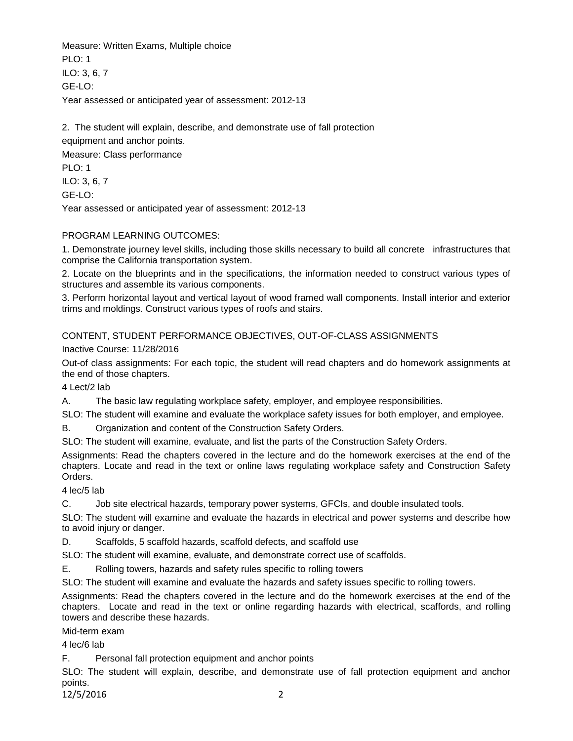Measure: Written Exams, Multiple choice
PLO: 1
ILO: 3, 6, 7
GE-LO:
Year assessed or anticipated year of assessment: 2012-13

2. The student will explain, describe, and demonstrate use of fall protection equipment and anchor points.
Measure: Class performance
PLO: 1
ILO: 3, 6, 7
GE-LO:
Year assessed or anticipated year of assessment: 2012-13

PROGRAM LEARNING OUTCOMES:

1. Demonstrate journey level skills, including those skills necessary to build all concrete infrastructures that comprise the California transportation system.
2. Locate on the blueprints and in the specifications, the information needed to construct various types of structures and assemble its various components.
3. Perform horizontal layout and vertical layout of wood framed wall components. Install interior and exterior trims and moldings. Construct various types of roofs and stairs.

CONTENT, STUDENT PERFORMANCE OBJECTIVES, OUT-OF-CLASS ASSIGNMENTS

Inactive Course: 11/28/2016

Out-of class assignments: For each topic, the student will read chapters and do homework assignments at the end of those chapters.

4 Lect/2 lab

A. The basic law regulating workplace safety, employer, and employee responsibilities.

SLO: The student will examine and evaluate the workplace safety issues for both employer, and employee.

B. Organization and content of the Construction Safety Orders.

SLO: The student will examine, evaluate, and list the parts of the Construction Safety Orders.

Assignments: Read the chapters covered in the lecture and do the homework exercises at the end of the chapters. Locate and read in the text or online laws regulating workplace safety and Construction Safety Orders.

4 lec/5 lab

C. Job site electrical hazards, temporary power systems, GFCIs, and double insulated tools.

SLO: The student will examine and evaluate the hazards in electrical and power systems and describe how to avoid injury or danger.

D. Scaffolds, 5 scaffold hazards, scaffold defects, and scaffold use

SLO: The student will examine, evaluate, and demonstrate correct use of scaffolds.

E. Rolling towers, hazards and safety rules specific to rolling towers

SLO: The student will examine and evaluate the hazards and safety issues specific to rolling towers.

Assignments: Read the chapters covered in the lecture and do the homework exercises at the end of the chapters. Locate and read in the text or online regarding hazards with electrical, scaffords, and rolling towers and describe these hazards.

Mid-term exam

4 lec/6 lab

F. Personal fall protection equipment and anchor points

SLO: The student will explain, describe, and demonstrate use of fall protection equipment and anchor points.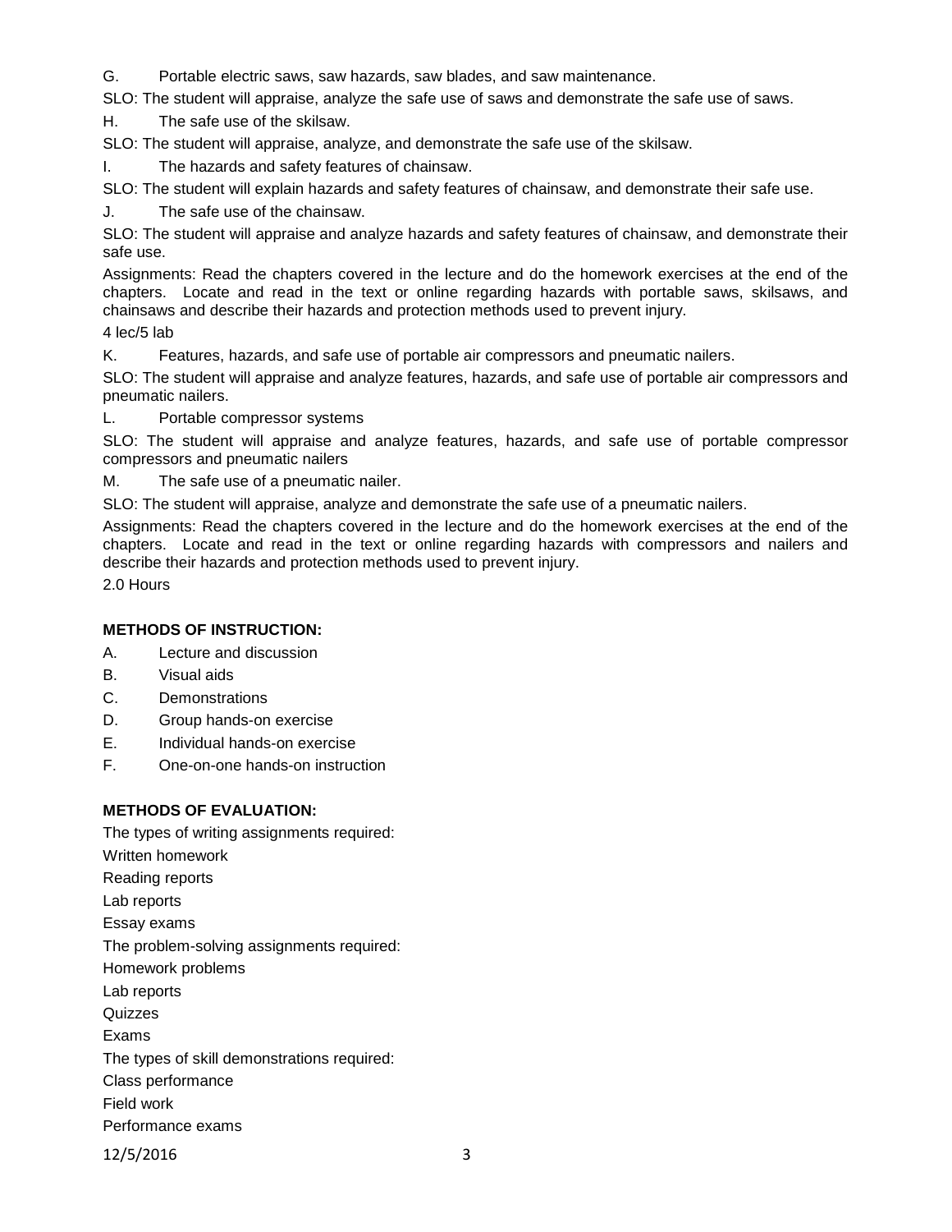G. Portable electric saws, saw hazards, saw blades, and saw maintenance.

SLO: The student will appraise, analyze the safe use of saws and demonstrate the safe use of saws.

H. The safe use of the skilsaw.

SLO: The student will appraise, analyze, and demonstrate the safe use of the skilsaw.

I. The hazards and safety features of chainsaw.

SLO: The student will explain hazards and safety features of chainsaw, and demonstrate their safe use.

J. The safe use of the chainsaw.

SLO: The student will appraise and analyze hazards and safety features of chainsaw, and demonstrate their safe use.

Assignments: Read the chapters covered in the lecture and do the homework exercises at the end of the chapters. Locate and read in the text or online regarding hazards with portable saws, skilsaws, and chainsaws and describe their hazards and protection methods used to prevent injury.

4 lec/5 lab

K. Features, hazards, and safe use of portable air compressors and pneumatic nailers.

SLO: The student will appraise and analyze features, hazards, and safe use of portable air compressors and pneumatic nailers.

L. Portable compressor systems

SLO: The student will appraise and analyze features, hazards, and safe use of portable compressor compressors and pneumatic nailers

M. The safe use of a pneumatic nailer.

SLO: The student will appraise, analyze and demonstrate the safe use of a pneumatic nailers.

Assignments: Read the chapters covered in the lecture and do the homework exercises at the end of the chapters. Locate and read in the text or online regarding hazards with compressors and nailers and describe their hazards and protection methods used to prevent injury.

2.0 Hours

**METHODS OF INSTRUCTION:**

A. Lecture and discussion
B. Visual aids
C. Demonstrations
D. Group hands-on exercise
E. Individual hands-on exercise
F. One-on-one hands-on instruction

**METHODS OF EVALUATION:**

The types of writing assignments required:

Written homework

Reading reports

Lab reports

Essay exams

The problem-solving assignments required:

Homework problems

Lab reports

Quizzes

Exams

The types of skill demonstrations required:

Class performance

Field work

Performance exams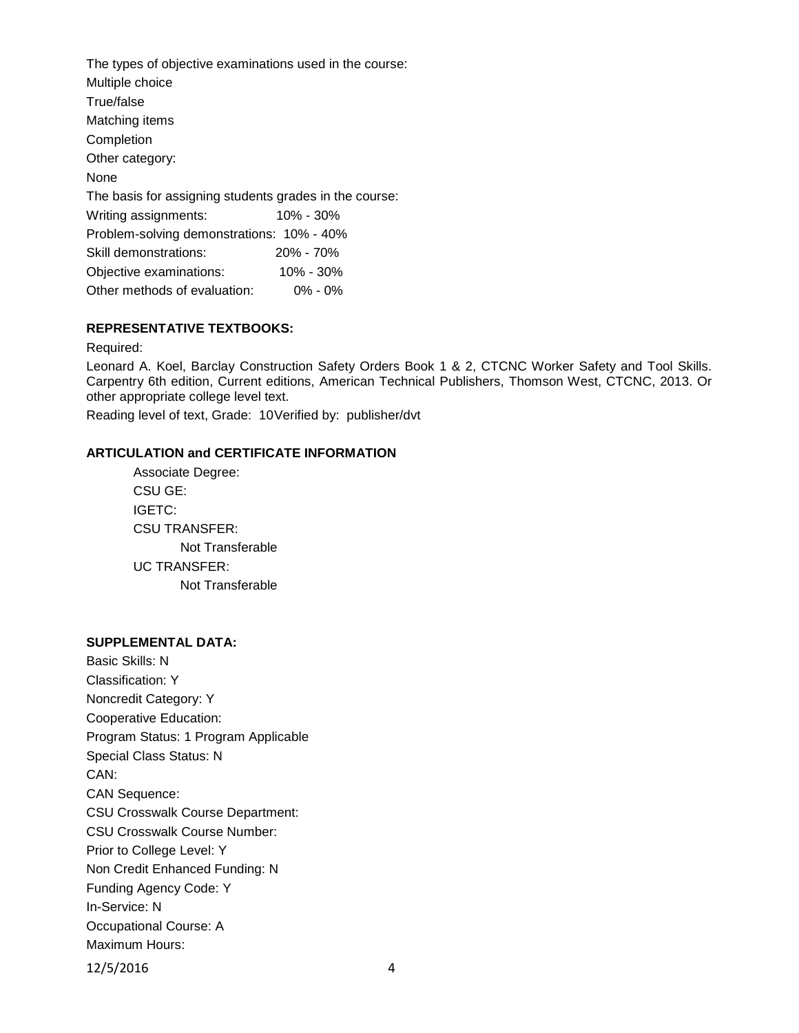The types of objective examinations used in the course:

Multiple choice

True/false

Matching items

Completion

Other category:

None

The basis for assigning students grades in the course:

| | |
|---|---|
| Writing assignments: | 10% - 30% |
| Problem-solving demonstrations: | 10% - 40% |
| Skill demonstrations: | 20% - 70% |
| Objective examinations: | 10% - 30% |
| Other methods of evaluation: | 0% - 0% |

**REPRESENTATIVE TEXTBOOKS:**

Required:

Leonard A. Koel, Barclay Construction Safety Orders Book 1 & 2, CTCNC Worker Safety and Tool Skills. Carpentry 6th edition, Current editions, American Technical Publishers, Thomson West, CTCNC, 2013. Or other appropriate college level text.

Reading level of text, Grade: 10Verified by: publisher/dvt

**ARTICULATION and CERTIFICATE INFORMATION**

Associate Degree:

CSU GE:

IGETC:

CSU TRANSFER:

Not Transferable

UC TRANSFER:

Not Transferable

**SUPPLEMENTAL DATA:**

Basic Skills: N

Classification: Y

Noncredit Category: Y

Cooperative Education:

Program Status: 1 Program Applicable

Special Class Status: N

CAN:

CAN Sequence:

CSU Crosswalk Course Department:

CSU Crosswalk Course Number:

Prior to College Level: Y

Non Credit Enhanced Funding: N

Funding Agency Code: Y

In-Service: N

Occupational Course: A

Maximum Hours: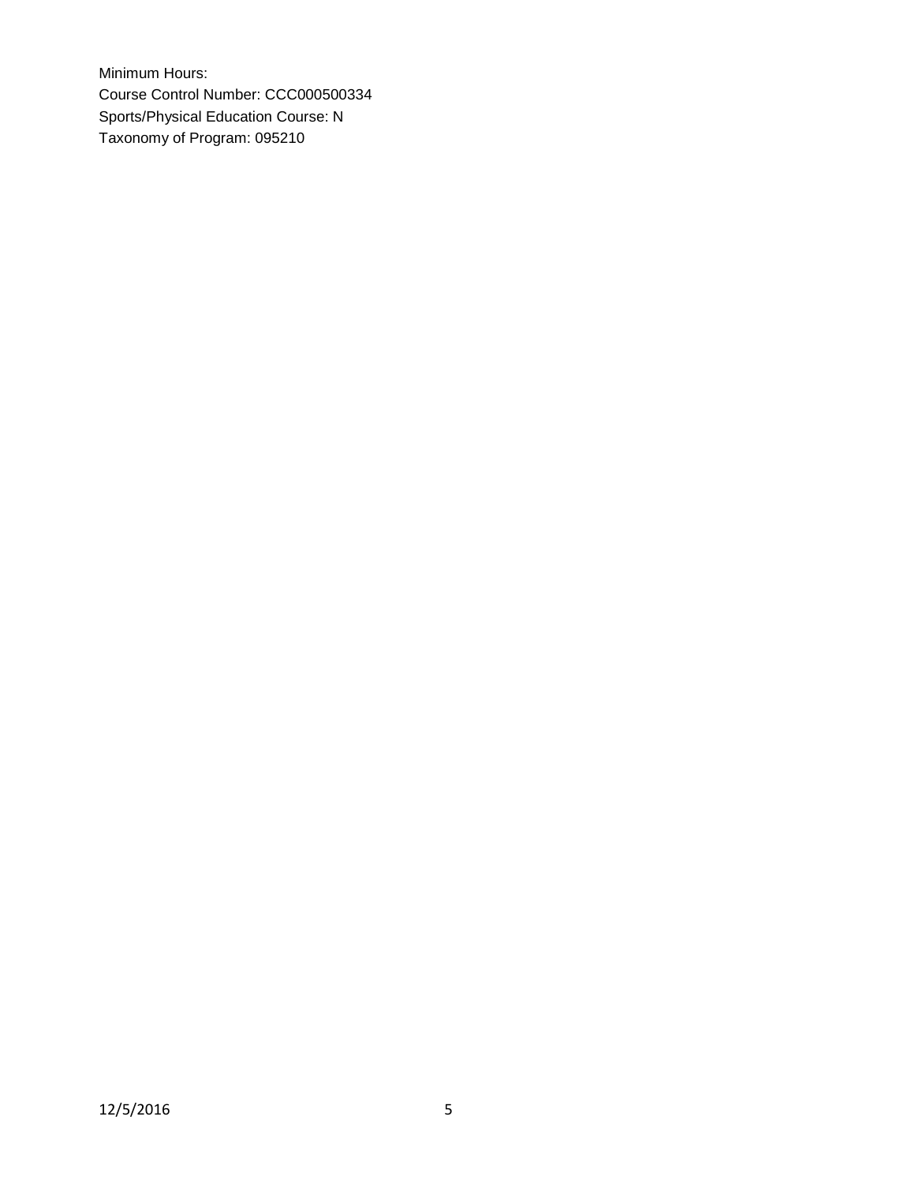Minimum Hours:
Course Control Number: CCC000500334
Sports/Physical Education Course: N
Taxonomy of Program: 095210